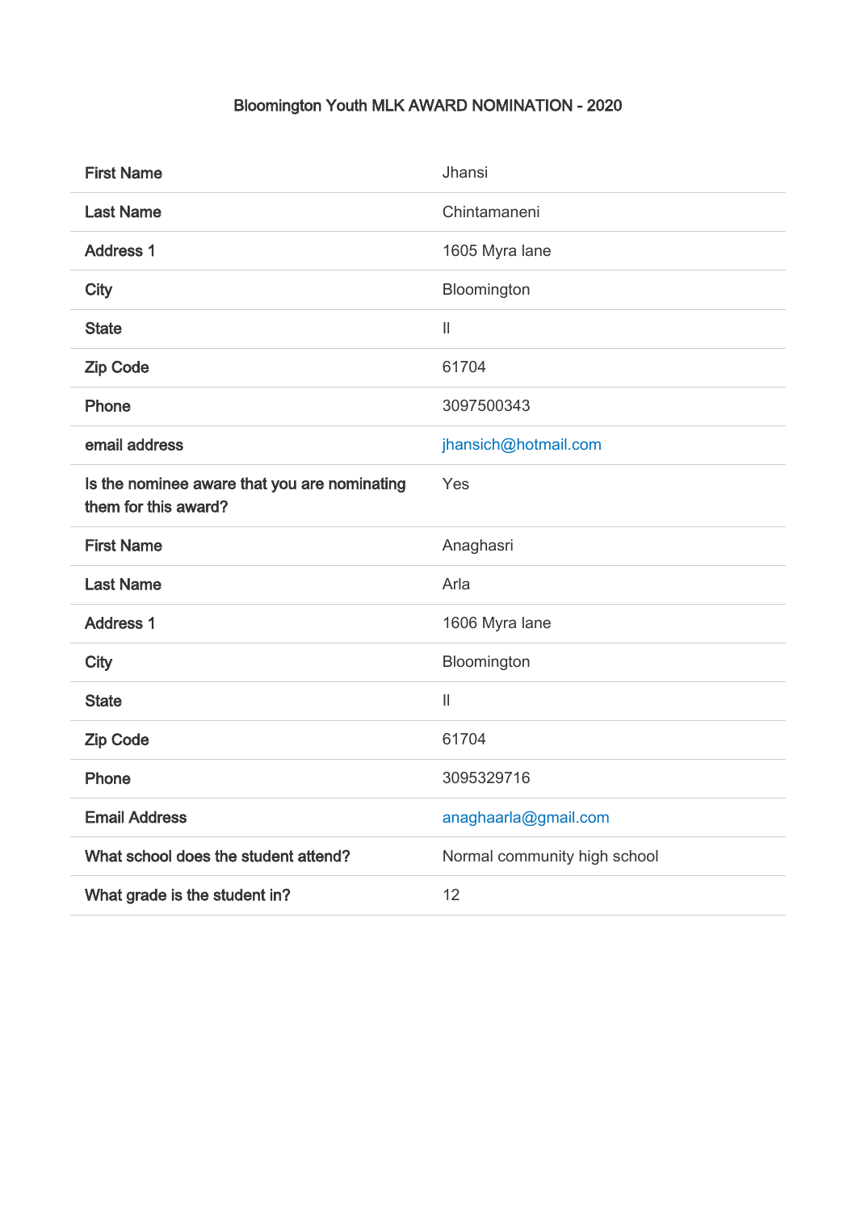# Bloomington Youth MLK AWARD NOMINATION - 2020

| | |
|---|---|
| **First Name** | Jhansi |
| **Last Name** | Chintamaneni |
| **Address 1** | 1605 Myra lane |
| **City** | Bloomington |
| **State** | Il |
| **Zip Code** | 61704 |
| **Phone** | 3097500343 |
| **email address** | jhansich@hotmail.com |
| **Is the nominee aware that you are nominating them for this award?** | Yes |
| **First Name** | Anaghasri |
| **Last Name** | Arla |
| **Address 1** | 1606 Myra lane |
| **City** | Bloomington |
| **State** | Il |
| **Zip Code** | 61704 |
| **Phone** | 3095329716 |
| **Email Address** | anaghaarla@gmail.com |
| **What school does the student attend?** | Normal community high school |
| **What grade is the student in?** | 12 |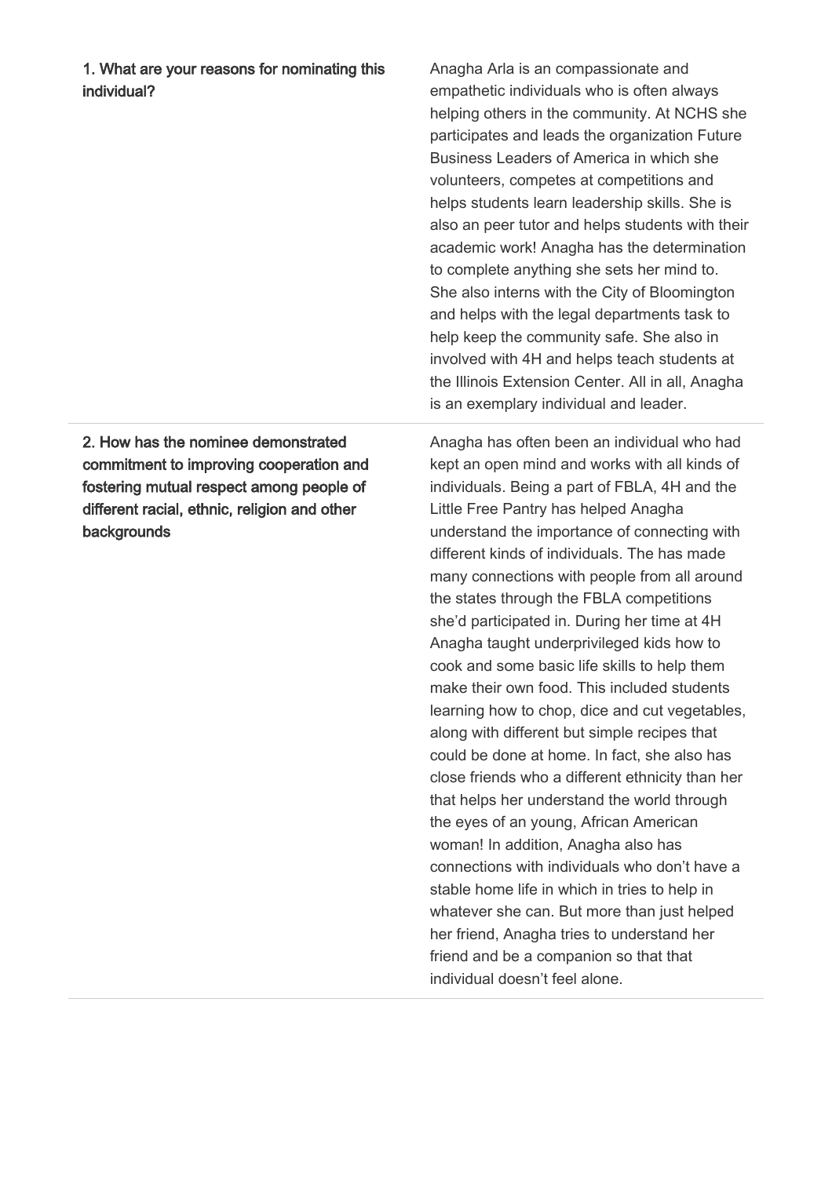| | |
|---|---|
| **1. What are your reasons for nominating this individual?** | Anagha Arla is an compassionate and empathetic individuals who is often always helping others in the community. At NCHS she participates and leads the organization Future Business Leaders of America in which she volunteers, competes at competitions and helps students learn leadership skills. She is also an peer tutor and helps students with their academic work! Anagha has the determination to complete anything she sets her mind to. She also interns with the City of Bloomington and helps with the legal departments task to help keep the community safe. She also in involved with 4H and helps teach students at the Illinois Extension Center. All in all, Anagha is an exemplary individual and leader. |
| **2. How has the nominee demonstrated commitment to improving cooperation and fostering mutual respect among people of different racial, ethnic, religion and other backgrounds** | Anagha has often been an individual who had kept an open mind and works with all kinds of individuals. Being a part of FBLA, 4H and the Little Free Pantry has helped Anagha understand the importance of connecting with different kinds of individuals. The has made many connections with people from all around the states through the FBLA competitions she'd participated in. During her time at 4H Anagha taught underprivileged kids how to cook and some basic life skills to help them make their own food. This included students learning how to chop, dice and cut vegetables, along with different but simple recipes that could be done at home. In fact, she also has close friends who a different ethnicity than her that helps her understand the world through the eyes of an young, African American woman! In addition, Anagha also has connections with individuals who don't have a stable home life in which in tries to help in whatever she can. But more than just helped her friend, Anagha tries to understand her friend and be a companion so that that individual doesn't feel alone. |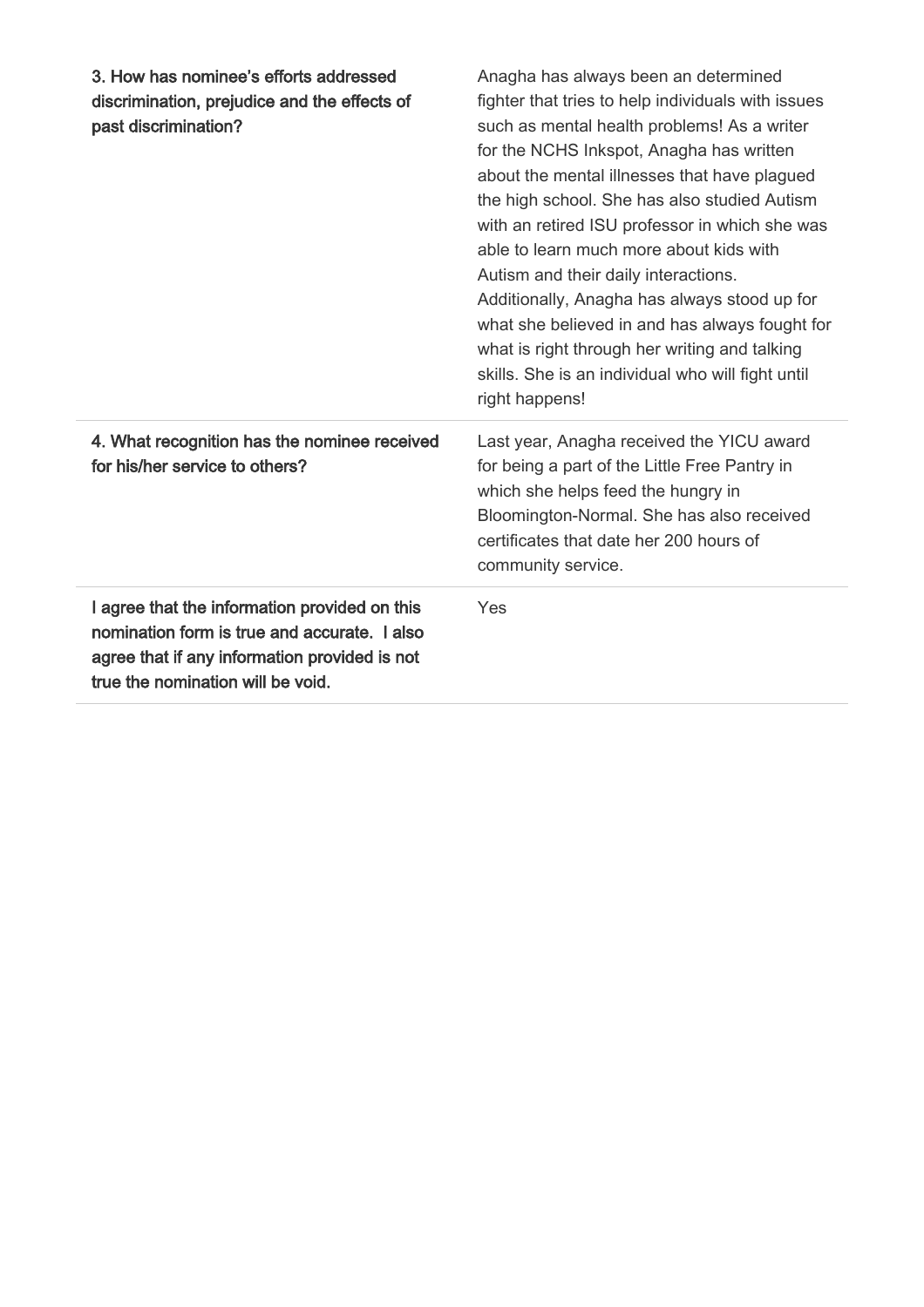| | |
|---|---|
| **3. How has nominee's efforts addressed discrimination, prejudice and the effects of past discrimination?** | Anagha has always been an determined fighter that tries to help individuals with issues such as mental health problems! As a writer for the NCHS Inkspot, Anagha has written about the mental illnesses that have plagued the high school. She has also studied Autism with an retired ISU professor in which she was able to learn much more about kids with Autism and their daily interactions. Additionally, Anagha has always stood up for what she believed in and has always fought for what is right through her writing and talking skills. She is an individual who will fight until right happens! |
| **4. What recognition has the nominee received for his/her service to others?** | Last year, Anagha received the YICU award for being a part of the Little Free Pantry in which she helps feed the hungry in Bloomington-Normal. She has also received certificates that date her 200 hours of community service. |
| **I agree that the information provided on this nomination form is true and accurate. I also agree that if any information provided is not true the nomination will be void.** | Yes |